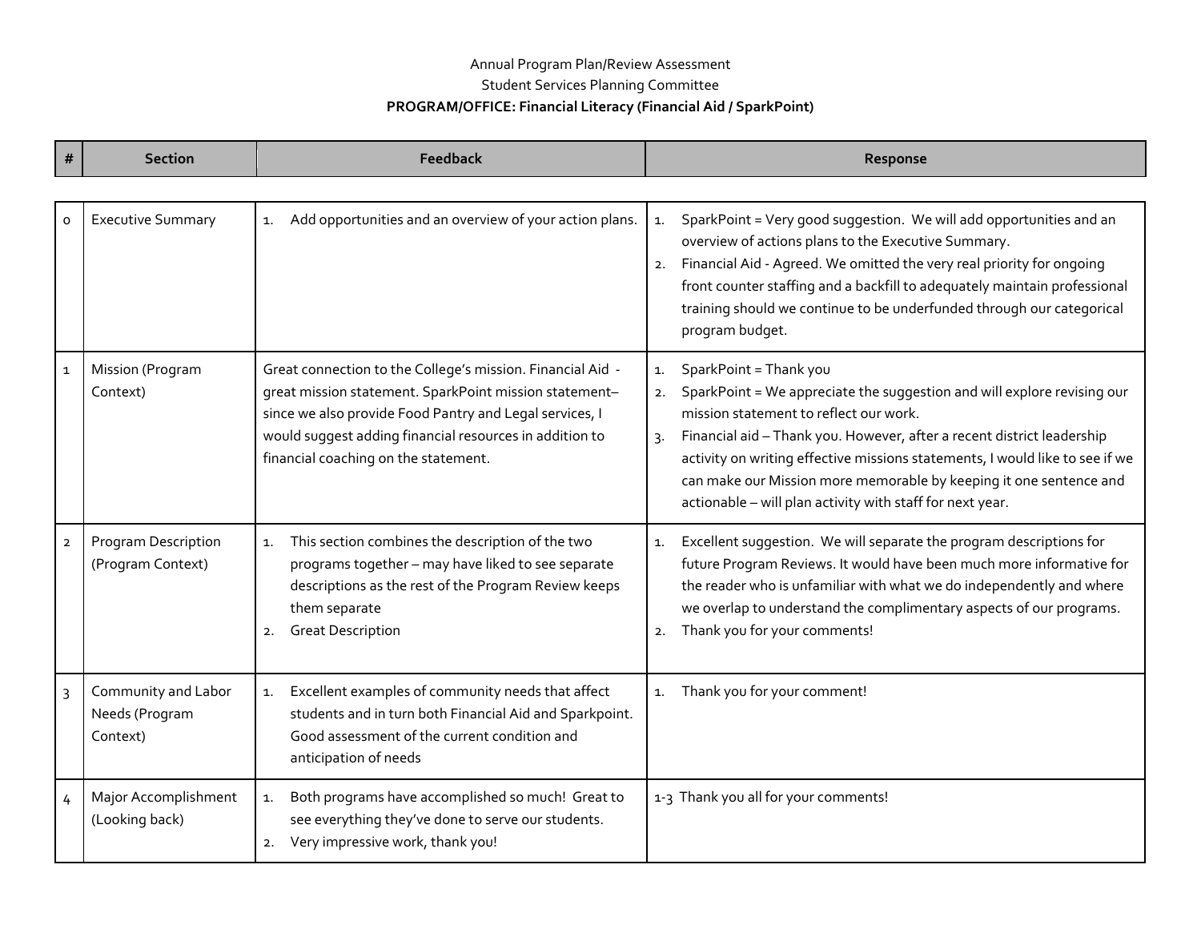Annual Program Plan/Review Assessment

Student Services Planning Committee

**PROGRAM/OFFICE: Financial Literacy (Financial Aid / SparkPoint)**

| # | Section | Feedback | Response |
|---|---|---|---|
| 0 | Executive Summary | 1. Add opportunities and an overview of your action plans. | 1. SparkPoint = Very good suggestion. We will add opportunities and an overview of actions plans to the Executive Summary.<br>2. Financial Aid - Agreed. We omitted the very real priority for ongoing front counter staffing and a backfill to adequately maintain professional training should we continue to be underfunded through our categorical program budget. |
| 1 | Mission (Program Context) | Great connection to the College's mission. Financial Aid - great mission statement. SparkPoint mission statement– since we also provide Food Pantry and Legal services, I would suggest adding financial resources in addition to financial coaching on the statement. | 1. SparkPoint = Thank you<br>2. SparkPoint = We appreciate the suggestion and will explore revising our mission statement to reflect our work.<br>3. Financial aid – Thank you. However, after a recent district leadership activity on writing effective missions statements, I would like to see if we can make our Mission more memorable by keeping it one sentence and actionable – will plan activity with staff for next year. |
| 2 | Program Description (Program Context) | 1. This section combines the description of the two programs together – may have liked to see separate descriptions as the rest of the Program Review keeps them separate<br>2. Great Description | 1. Excellent suggestion. We will separate the program descriptions for future Program Reviews. It would have been much more informative for the reader who is unfamiliar with what we do independently and where we overlap to understand the complimentary aspects of our programs.<br>2. Thank you for your comments! |
| 3 | Community and Labor Needs (Program Context) | 1. Excellent examples of community needs that affect students and in turn both Financial Aid and Sparkpoint. Good assessment of the current condition and anticipation of needs | 1. Thank you for your comment! |
| 4 | Major Accomplishment (Looking back) | 1. Both programs have accomplished so much! Great to see everything they've done to serve our students.<br>2. Very impressive work, thank you! | 1-3 Thank you all for your comments! |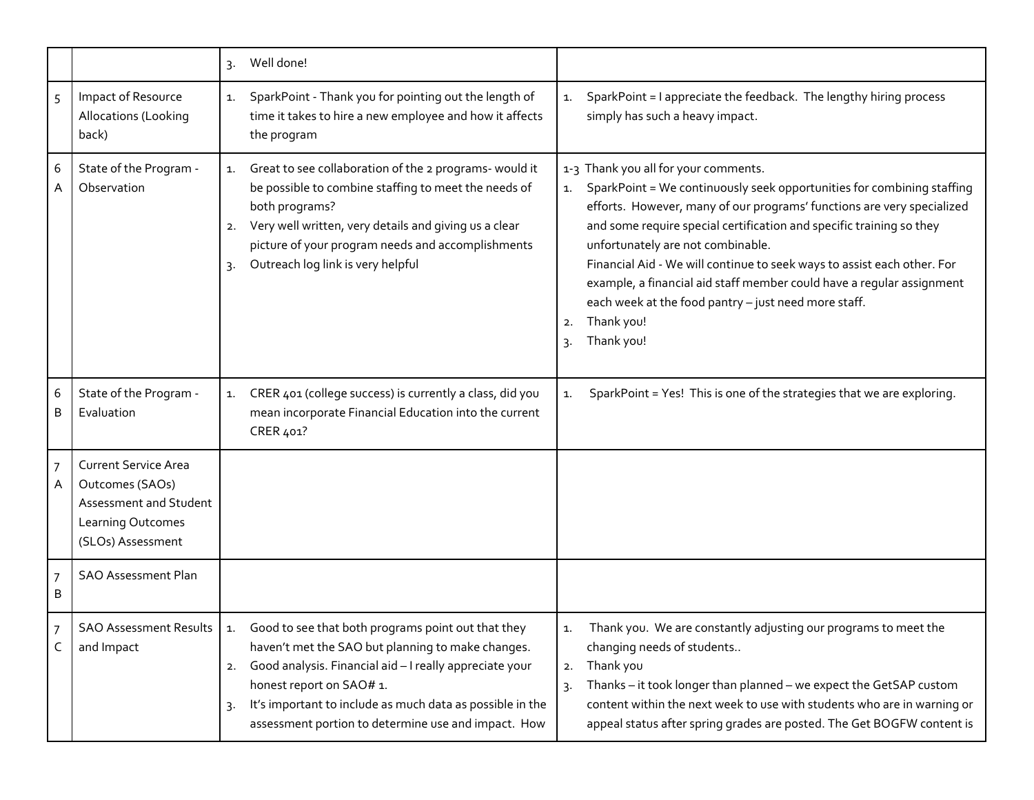| | | | |
|---|---|---|---|
| | | 3. Well done! | |
| 5 | Impact of Resource Allocations (Looking back) | 1. SparkPoint - Thank you for pointing out the length of time it takes to hire a new employee and how it affects the program | 1. SparkPoint = I appreciate the feedback. The lengthy hiring process simply has such a heavy impact. |
| 6 A | State of the Program - Observation | 1. Great to see collaboration of the 2 programs- would it be possible to combine staffing to meet the needs of both programs?<br>2. Very well written, very details and giving us a clear picture of your program needs and accomplishments<br>3. Outreach log link is very helpful | 1-3 Thank you all for your comments.<br>1. SparkPoint = We continuously seek opportunities for combining staffing efforts. However, many of our programs' functions are very specialized and some require special certification and specific training so they unfortunately are not combinable.<br>Financial Aid - We will continue to seek ways to assist each other. For example, a financial aid staff member could have a regular assignment each week at the food pantry – just need more staff.<br>2. Thank you!<br>3. Thank you! |
| 6 B | State of the Program - Evaluation | 1. CRER 401 (college success) is currently a class, did you mean incorporate Financial Education into the current CRER 401? | 1. SparkPoint = Yes! This is one of the strategies that we are exploring. |
| 7 A | Current Service Area Outcomes (SAOs) Assessment and Student Learning Outcomes (SLOs) Assessment | | |
| 7 B | SAO Assessment Plan | | |
| 7 C | SAO Assessment Results and Impact | 1. Good to see that both programs point out that they haven't met the SAO but planning to make changes.<br>2. Good analysis. Financial aid – I really appreciate your honest report on SAO# 1.<br>3. It's important to include as much data as possible in the assessment portion to determine use and impact. How | 1. Thank you. We are constantly adjusting our programs to meet the changing needs of students..<br>2. Thank you<br>3. Thanks – it took longer than planned – we expect the GetSAP custom content within the next week to use with students who are in warning or appeal status after spring grades are posted. The Get BOGFW content is |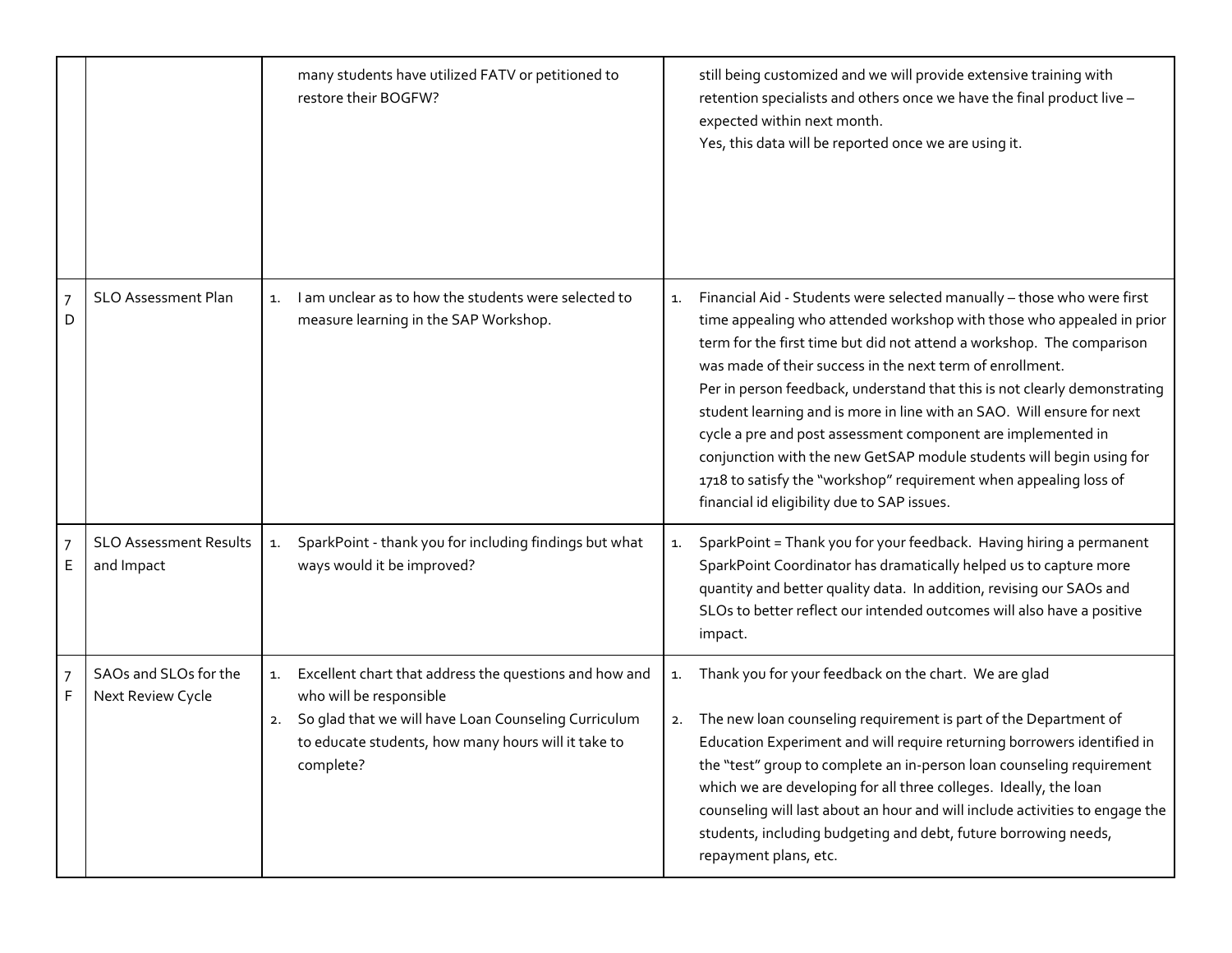| | | | |
|---|---|---|---|
| | | many students have utilized FATV or petitioned to restore their BOGFW? | still being customized and we will provide extensive training with retention specialists and others once we have the final product live – expected within next month.<br>Yes, this data will be reported once we are using it. |
| 7 D | SLO Assessment Plan | 1. I am unclear as to how the students were selected to measure learning in the SAP Workshop. | 1. Financial Aid - Students were selected manually – those who were first time appealing who attended workshop with those who appealed in prior term for the first time but did not attend a workshop. The comparison was made of their success in the next term of enrollment.<br>Per in person feedback, understand that this is not clearly demonstrating student learning and is more in line with an SAO. Will ensure for next cycle a pre and post assessment component are implemented in conjunction with the new GetSAP module students will begin using for 1718 to satisfy the "workshop" requirement when appealing loss of financial id eligibility due to SAP issues. |
| 7 E | SLO Assessment Results and Impact | 1. SparkPoint - thank you for including findings but what ways would it be improved? | 1. SparkPoint = Thank you for your feedback. Having hiring a permanent SparkPoint Coordinator has dramatically helped us to capture more quantity and better quality data. In addition, revising our SAOs and SLOs to better reflect our intended outcomes will also have a positive impact. |
| 7 F | SAOs and SLOs for the Next Review Cycle | 1. Excellent chart that address the questions and how and who will be responsible<br>2. So glad that we will have Loan Counseling Curriculum to educate students, how many hours will it take to complete? | 1. Thank you for your feedback on the chart. We are glad<br>2. The new loan counseling requirement is part of the Department of Education Experiment and will require returning borrowers identified in the "test" group to complete an in-person loan counseling requirement which we are developing for all three colleges. Ideally, the loan counseling will last about an hour and will include activities to engage the students, including budgeting and debt, future borrowing needs, repayment plans, etc. |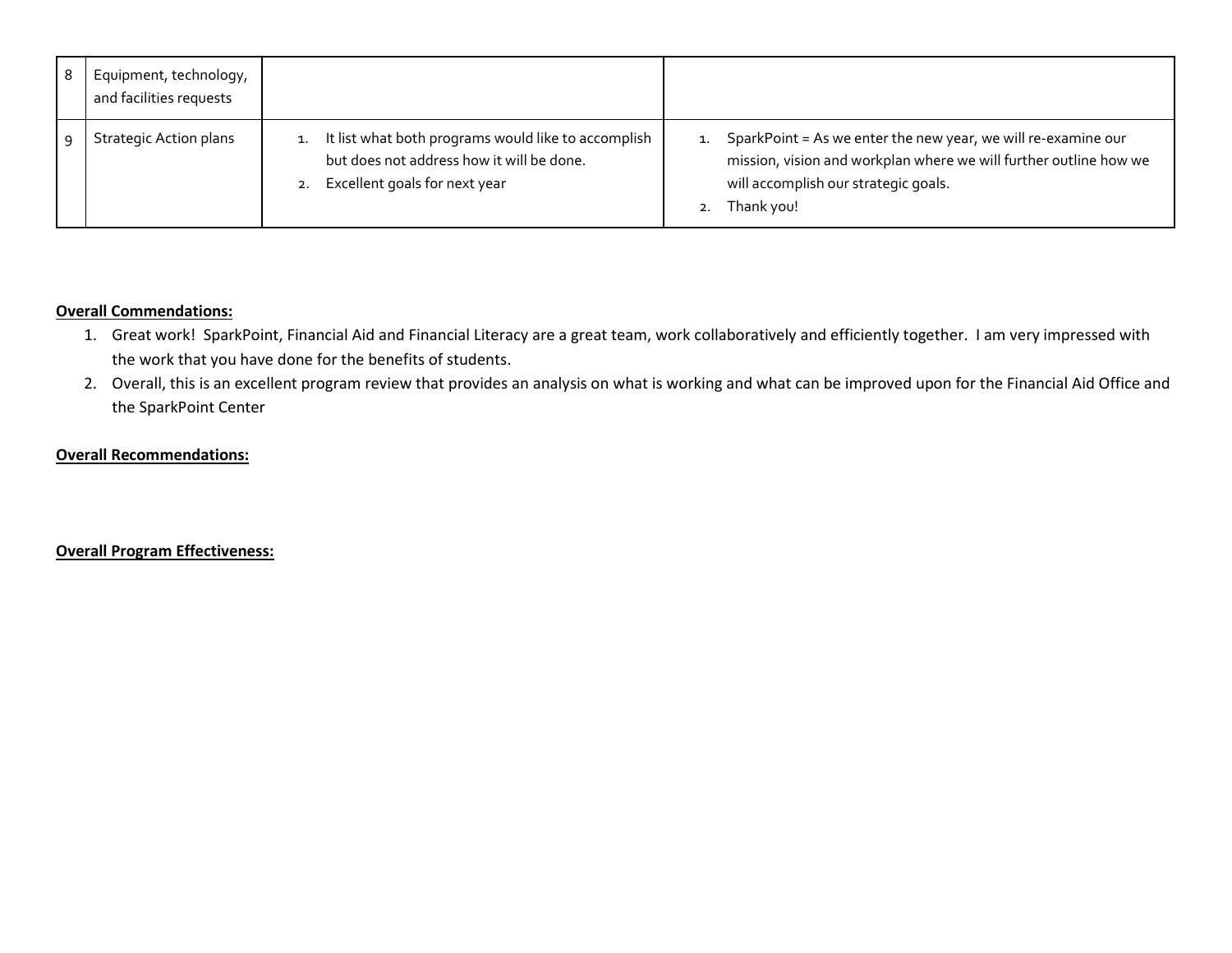| | | | |
|---|---|---|---|
| 8 | Equipment, technology, and facilities requests | | |
| 9 | Strategic Action plans | 1. It list what both programs would like to accomplish but does not address how it will be done.<br>2. Excellent goals for next year | 1. SparkPoint = As we enter the new year, we will re-examine our mission, vision and workplan where we will further outline how we will accomplish our strategic goals.<br>2. Thank you! |

**Overall Commendations:**

1. Great work! SparkPoint, Financial Aid and Financial Literacy are a great team, work collaboratively and efficiently together. I am very impressed with the work that you have done for the benefits of students.
2. Overall, this is an excellent program review that provides an analysis on what is working and what can be improved upon for the Financial Aid Office and the SparkPoint Center

**Overall Recommendations:**

**Overall Program Effectiveness:**